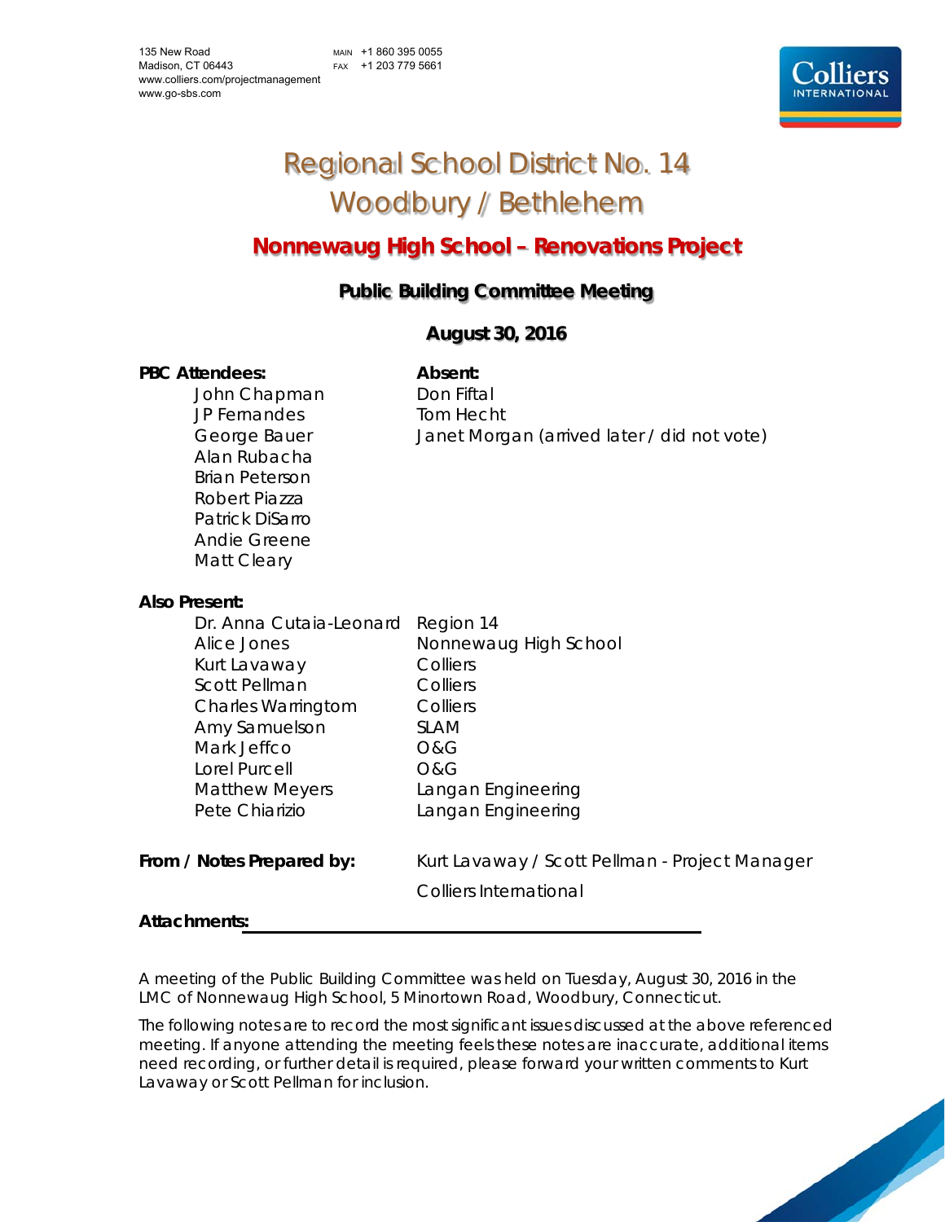135 New Road
Madison, CT 06443
www.colliers.com/projectmanagement
www.go-sbs.com

MAIN +1 860 395 0055
FAX +1 203 779 5661

# Regional School District No. 14
# Woodbury / Bethlehem

## Nonnewaug High School – Renovations Project

### Public Building Committee Meeting

### August 30, 2016

| **PBC Attendees:** | **Absent:** |
|---|---|
| John Chapman | Don Fiftal |
| JP Fernandes | Tom Hecht |
| George Bauer | Janet Morgan (arrived later / did not vote) |
| Alan Rubacha | |
| Brian Peterson | |
| Robert Piazza | |
| Patrick DiSarro | |
| Andie Greene | |
| Matt Cleary | |

**Also Present:**

| | |
|---|---|
| Dr. Anna Cutaia-Leonard | Region 14 |
| Alice Jones | Nonnewaug High School |
| Kurt Lavaway | Colliers |
| Scott Pellman | Colliers |
| Charles Warringtom | Colliers |
| Amy Samuelson | SLAM |
| Mark Jeffco | O&G |
| Lorel Purcell | O&G |
| Matthew Meyers | Langan Engineering |
| Pete Chiarizio | Langan Engineering |

**From / Notes Prepared by:** Kurt Lavaway / Scott Pellman - Project Manager
Colliers International

**Attachments:**

A meeting of the Public Building Committee was held on Tuesday, August 30, 2016 in the LMC of Nonnewaug High School, 5 Minortown Road, Woodbury, Connecticut.

The following notes are to record the most significant issues discussed at the above referenced meeting. If anyone attending the meeting feels these notes are inaccurate, additional items need recording, or further detail is required, please forward your written comments to Kurt Lavaway or Scott Pellman for inclusion.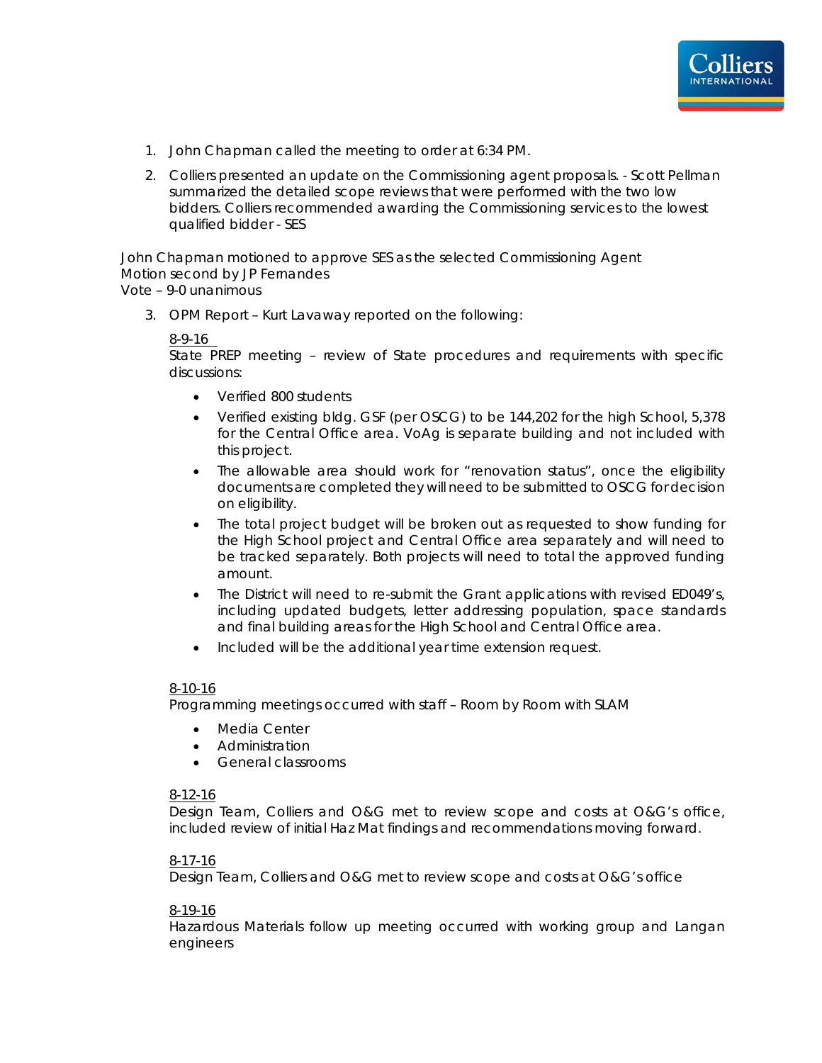1. John Chapman called the meeting to order at 6:34 PM.
2. Colliers presented an update on the Commissioning agent proposals. - Scott Pellman summarized the detailed scope reviews that were performed with the two low bidders. Colliers recommended awarding the Commissioning services to the lowest qualified bidder - SES

John Chapman motioned to approve SES as the selected Commissioning Agent
Motion second by JP Fernandes
Vote – 9-0 unanimous

3. OPM Report – Kurt Lavaway reported on the following:

   8-9-16
   State PREP meeting – review of State procedures and requirements with specific discussions:

   - Verified 800 students
   - Verified existing bldg. GSF (per OSCG) to be 144,202 for the high School, 5,378 for the Central Office area. VoAg is separate building and not included with this project.
   - The allowable area should work for "renovation status", once the eligibility documents are completed they will need to be submitted to OSCG for decision on eligibility.
   - The total project budget will be broken out as requested to show funding for the High School project and Central Office area separately and will need to be tracked separately. Both projects will need to total the approved funding amount.
   - The District will need to re-submit the Grant applications with revised ED049's, including updated budgets, letter addressing population, space standards and final building areas for the High School and Central Office area.
   - Included will be the additional year time extension request.

   8-10-16
   Programming meetings occurred with staff – Room by Room with SLAM

   - Media Center
   - Administration
   - General classrooms

   8-12-16
   Design Team, Colliers and O&G met to review scope and costs at O&G's office, included review of initial Haz Mat findings and recommendations moving forward.

   8-17-16
   Design Team, Colliers and O&G met to review scope and costs at O&G's office

   8-19-16
   Hazardous Materials follow up meeting occurred with working group and Langan engineers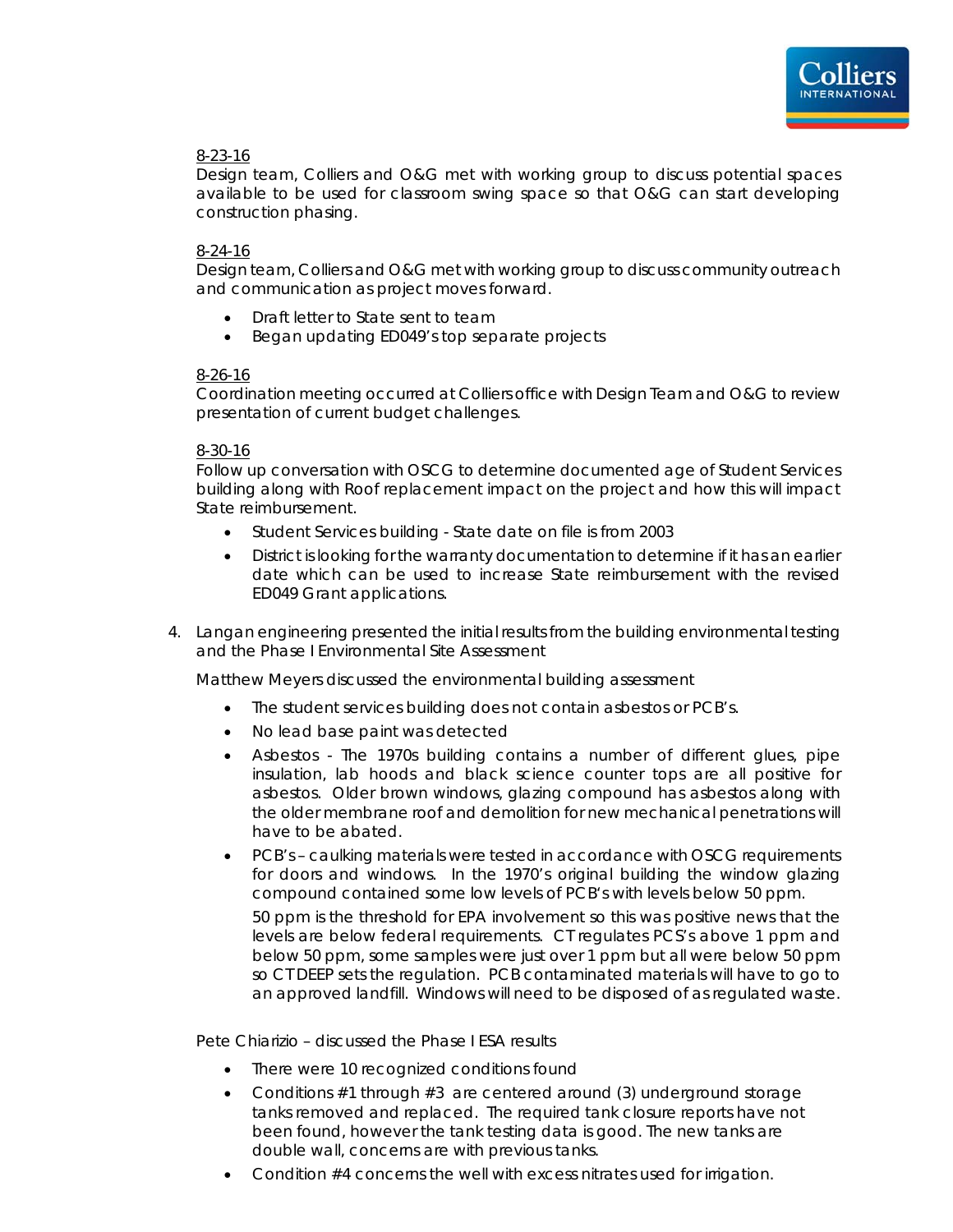<u>8-23-16</u>
Design team, Colliers and O&G met with working group to discuss potential spaces available to be used for classroom swing space so that O&G can start developing construction phasing.

<u>8-24-16</u>
Design team, Colliers and O&G met with working group to discuss community outreach and communication as project moves forward.

- Draft letter to State sent to team
- Began updating ED049's top separate projects

<u>8-26-16</u>
Coordination meeting occurred at Colliers office with Design Team and O&G to review presentation of current budget challenges.

<u>8-30-16</u>
Follow up conversation with OSCG to determine documented age of Student Services building along with Roof replacement impact on the project and how this will impact State reimbursement.

- Student Services building - State date on file is from 2003
- District is looking for the warranty documentation to determine if it has an earlier date which can be used to increase State reimbursement with the revised ED049 Grant applications.

4. Langan engineering presented the initial results from the building environmental testing and the Phase I Environmental Site Assessment

   Matthew Meyers discussed the environmental building assessment

   - The student services building does not contain asbestos or PCB's.
   - No lead base paint was detected
   - Asbestos - The 1970s building contains a number of different glues, pipe insulation, lab hoods and black science counter tops are all positive for asbestos. Older brown windows, glazing compound has asbestos along with the older membrane roof and demolition for new mechanical penetrations will have to be abated.
   - PCB's – caulking materials were tested in accordance with OSCG requirements for doors and windows. In the 1970's original building the window glazing compound contained some low levels of PCB's with levels below 50 ppm.

     50 ppm is the threshold for EPA involvement so this was positive news that the levels are below federal requirements. CT regulates PCS's above 1 ppm and below 50 ppm, some samples were just over 1 ppm but all were below 50 ppm so CT DEEP sets the regulation. PCB contaminated materials will have to go to an approved landfill. Windows will need to be disposed of as regulated waste.

   Pete Chiarizio – discussed the Phase I ESA results

   - There were 10 recognized conditions found
   - Conditions #1 through #3 are centered around (3) underground storage tanks removed and replaced. The required tank closure reports have not been found, however the tank testing data is good. The new tanks are double wall, concerns are with previous tanks.
   - Condition #4 concerns the well with excess nitrates used for irrigation.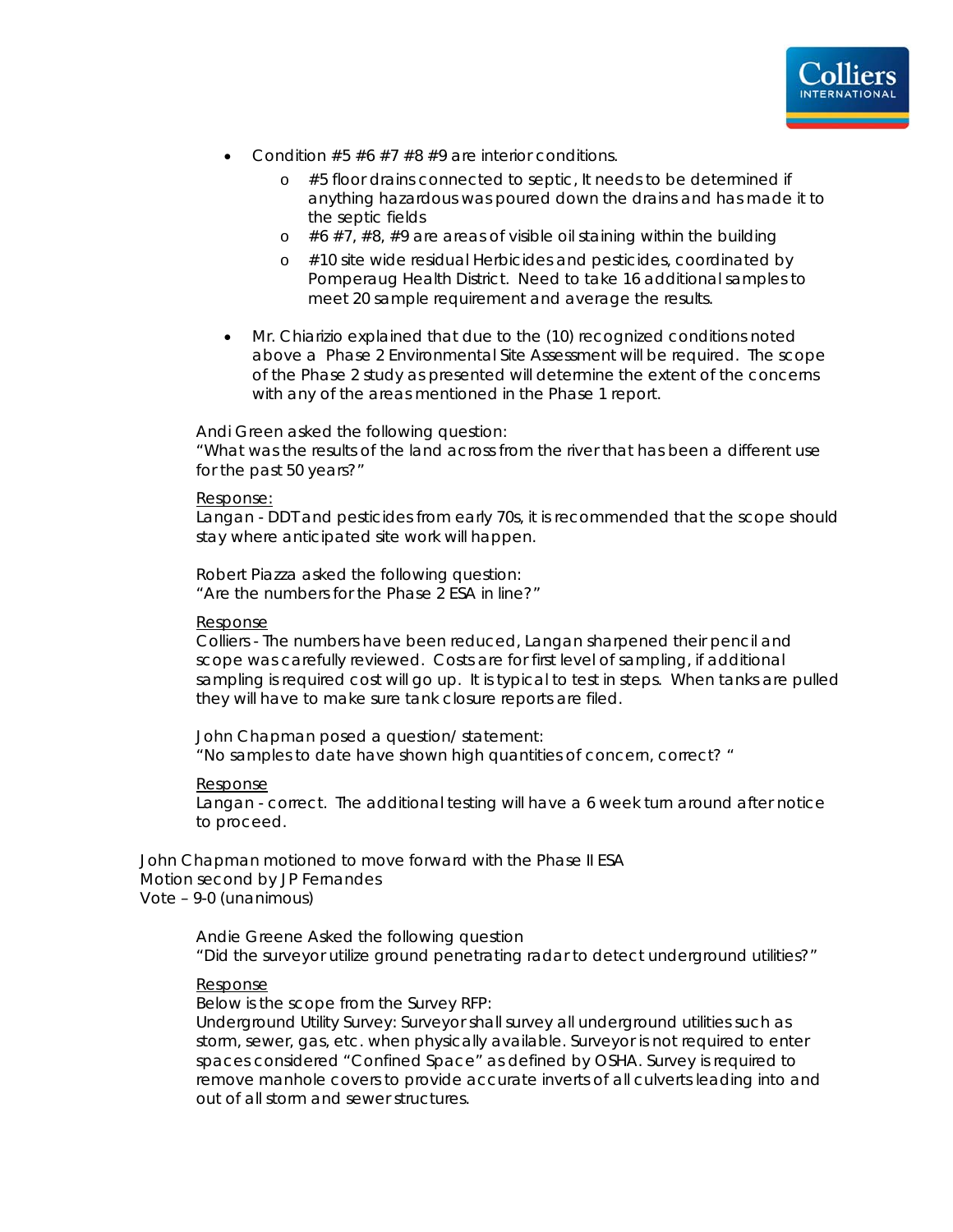- Condition #5 #6 #7 #8 #9 are interior conditions.
  - #5 floor drains connected to septic, It needs to be determined if anything hazardous was poured down the drains and has made it to the septic fields
  - #6 #7, #8, #9 are areas of visible oil staining within the building
  - #10 site wide residual Herbicides and pesticides, coordinated by Pomperaug Health District. Need to take 16 additional samples to meet 20 sample requirement and average the results.

- Mr. Chiarizio explained that due to the (10) recognized conditions noted above a Phase 2 Environmental Site Assessment will be required. The scope of the Phase 2 study as presented will determine the extent of the concerns with any of the areas mentioned in the Phase 1 report.

Andi Green asked the following question:
"What was the results of the land across from the river that has been a different use for the past 50 years?"

<u>Response:</u>
Langan - DDT and pesticides from early 70s, it is recommended that the scope should stay where anticipated site work will happen.

Robert Piazza asked the following question:
"Are the numbers for the Phase 2 ESA in line?"

<u>Response</u>
Colliers - The numbers have been reduced, Langan sharpened their pencil and scope was carefully reviewed. Costs are for first level of sampling, if additional sampling is required cost will go up. It is typical to test in steps. When tanks are pulled they will have to make sure tank closure reports are filed.

John Chapman posed a question/ statement:
"No samples to date have shown high quantities of concern, correct? "

<u>Response</u>
Langan - correct. The additional testing will have a 6 week turn around after notice to proceed.

John Chapman motioned to move forward with the Phase II ESA
Motion second by JP Fernandes
Vote – 9-0 (unanimous)

Andie Greene Asked the following question
"Did the surveyor utilize ground penetrating radar to detect underground utilities?"

<u>Response</u>
Below is the scope from the Survey RFP:
Underground Utility Survey: Surveyor shall survey all underground utilities such as storm, sewer, gas, etc. when physically available. Surveyor is not required to enter spaces considered "Confined Space" as defined by OSHA. Survey is required to remove manhole covers to provide accurate inverts of all culverts leading into and out of all storm and sewer structures.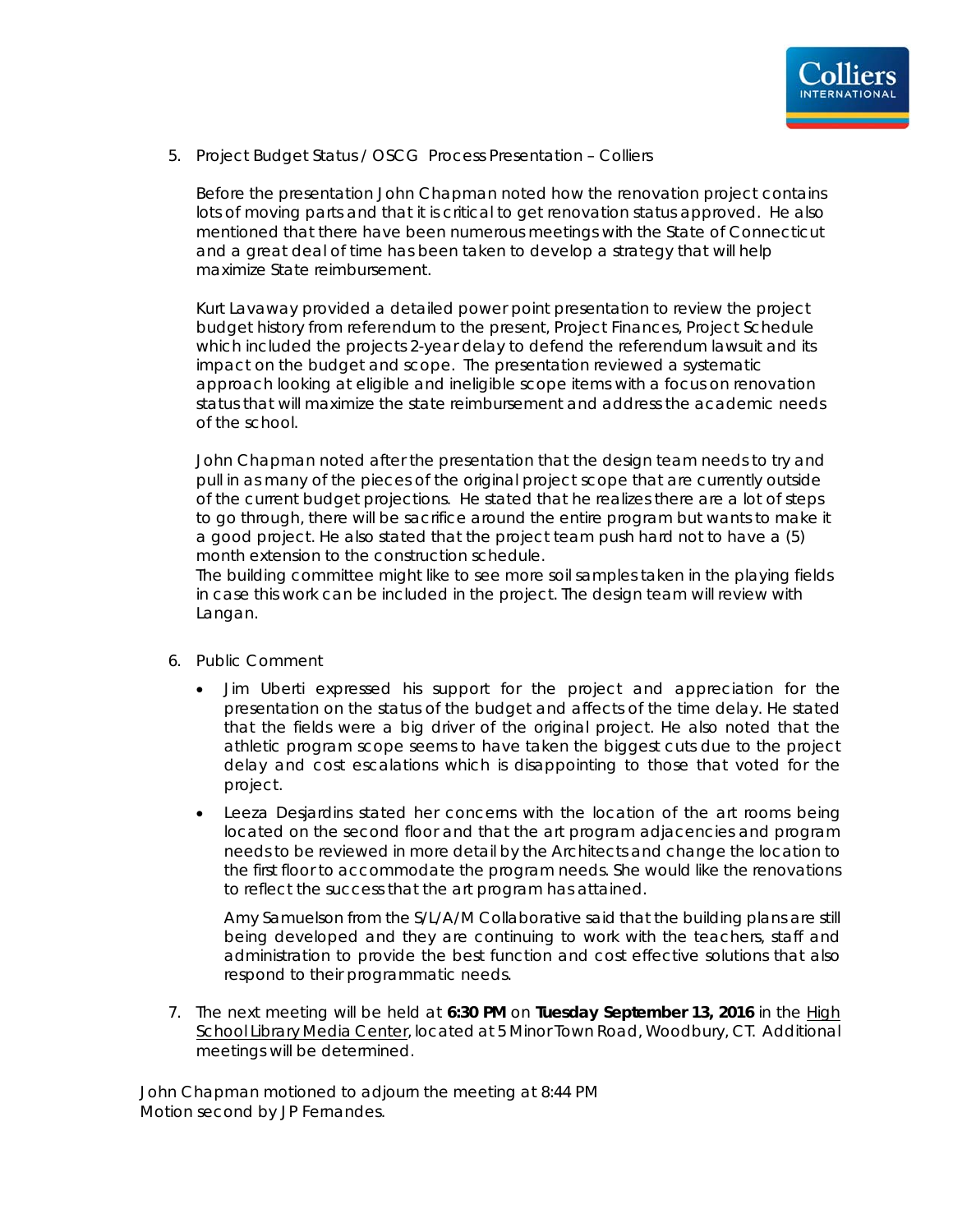5. Project Budget Status / OSCG Process Presentation – Colliers

   Before the presentation John Chapman noted how the renovation project contains lots of moving parts and that it is critical to get renovation status approved. He also mentioned that there have been numerous meetings with the State of Connecticut and a great deal of time has been taken to develop a strategy that will help maximize State reimbursement.

   Kurt Lavaway provided a detailed power point presentation to review the project budget history from referendum to the present, Project Finances, Project Schedule which included the projects 2-year delay to defend the referendum lawsuit and its impact on the budget and scope. The presentation reviewed a systematic approach looking at eligible and ineligible scope items with a focus on renovation status that will maximize the state reimbursement and address the academic needs of the school.

   John Chapman noted after the presentation that the design team needs to try and pull in as many of the pieces of the original project scope that are currently outside of the current budget projections. He stated that he realizes there are a lot of steps to go through, there will be sacrifice around the entire program but wants to make it a good project. He also stated that the project team push hard not to have a (5) month extension to the construction schedule.
   The building committee might like to see more soil samples taken in the playing fields in case this work can be included in the project. The design team will review with Langan.

6. Public Comment

   - Jim Uberti expressed his support for the project and appreciation for the presentation on the status of the budget and affects of the time delay. He stated that the fields were a big driver of the original project. He also noted that the athletic program scope seems to have taken the biggest cuts due to the project delay and cost escalations which is disappointing to those that voted for the project.
   - Leeza Desjardins stated her concerns with the location of the art rooms being located on the second floor and that the art program adjacencies and program needs to be reviewed in more detail by the Architects and change the location to the first floor to accommodate the program needs. She would like the renovations to reflect the success that the art program has attained.

     Amy Samuelson from the S/L/A/M Collaborative said that the building plans are still being developed and they are continuing to work with the teachers, staff and administration to provide the best function and cost effective solutions that also respond to their programmatic needs.

7. The next meeting will be held at **6:30 PM** on **Tuesday September 13, 2016** in the High School Library Media Center, located at 5 Minor Town Road, Woodbury, CT. Additional meetings will be determined.

John Chapman motioned to adjourn the meeting at 8:44 PM
Motion second by JP Fernandes.